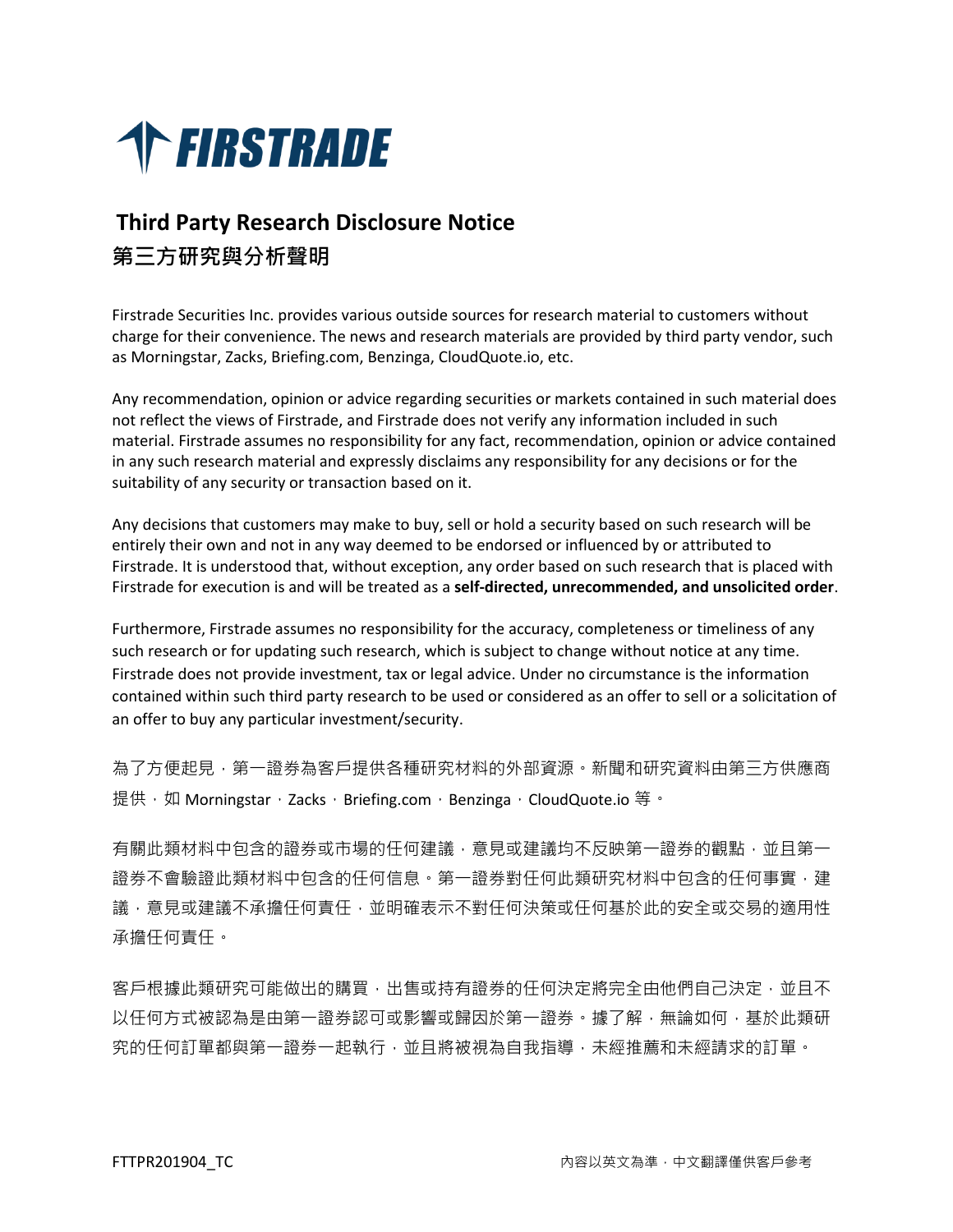FIRSTRADE

# Third Party Research Disclosure Notice
# 第三方研究與分析聲明

Firstrade Securities Inc. provides various outside sources for research material to customers without charge for their convenience. The news and research materials are provided by third party vendor, such as Morningstar, Zacks, Briefing.com, Benzinga, CloudQuote.io, etc.

Any recommendation, opinion or advice regarding securities or markets contained in such material does not reflect the views of Firstrade, and Firstrade does not verify any information included in such material. Firstrade assumes no responsibility for any fact, recommendation, opinion or advice contained in any such research material and expressly disclaims any responsibility for any decisions or for the suitability of any security or transaction based on it.

Any decisions that customers may make to buy, sell or hold a security based on such research will be entirely their own and not in any way deemed to be endorsed or influenced by or attributed to Firstrade. It is understood that, without exception, any order based on such research that is placed with Firstrade for execution is and will be treated as a **self-directed, unrecommended, and unsolicited order**.

Furthermore, Firstrade assumes no responsibility for the accuracy, completeness or timeliness of any such research or for updating such research, which is subject to change without notice at any time. Firstrade does not provide investment, tax or legal advice. Under no circumstance is the information contained within such third party research to be used or considered as an offer to sell or a solicitation of an offer to buy any particular investment/security.

為了方便起見，第一證券為客戶提供各種研究材料的外部資源。新聞和研究資料由第三方供應商提供，如 Morningstar，Zacks，Briefing.com，Benzinga，CloudQuote.io 等。

有關此類材料中包含的證券或市場的任何建議，意見或建議均不反映第一證券的觀點，並且第一證券不會驗證此類材料中包含的任何信息。第一證券對任何此類研究材料中包含的任何事實，建議，意見或建議不承擔任何責任，並明確表示不對任何決策或任何基於此的安全或交易的適用性承擔任何責任。

客戶根據此類研究可能做出的購買，出售或持有證券的任何決定將完全由他們自己決定，並且不以任何方式被認為是由第一證券認可或影響或歸因於第一證券。據了解，無論如何，基於此類研究的任何訂單都與第一證券一起執行，並且將被視為自我指導，未經推薦和未經請求的訂單。

FTTPR201904_TC　　　　內容以英文為準，中文翻譯僅供客戶參考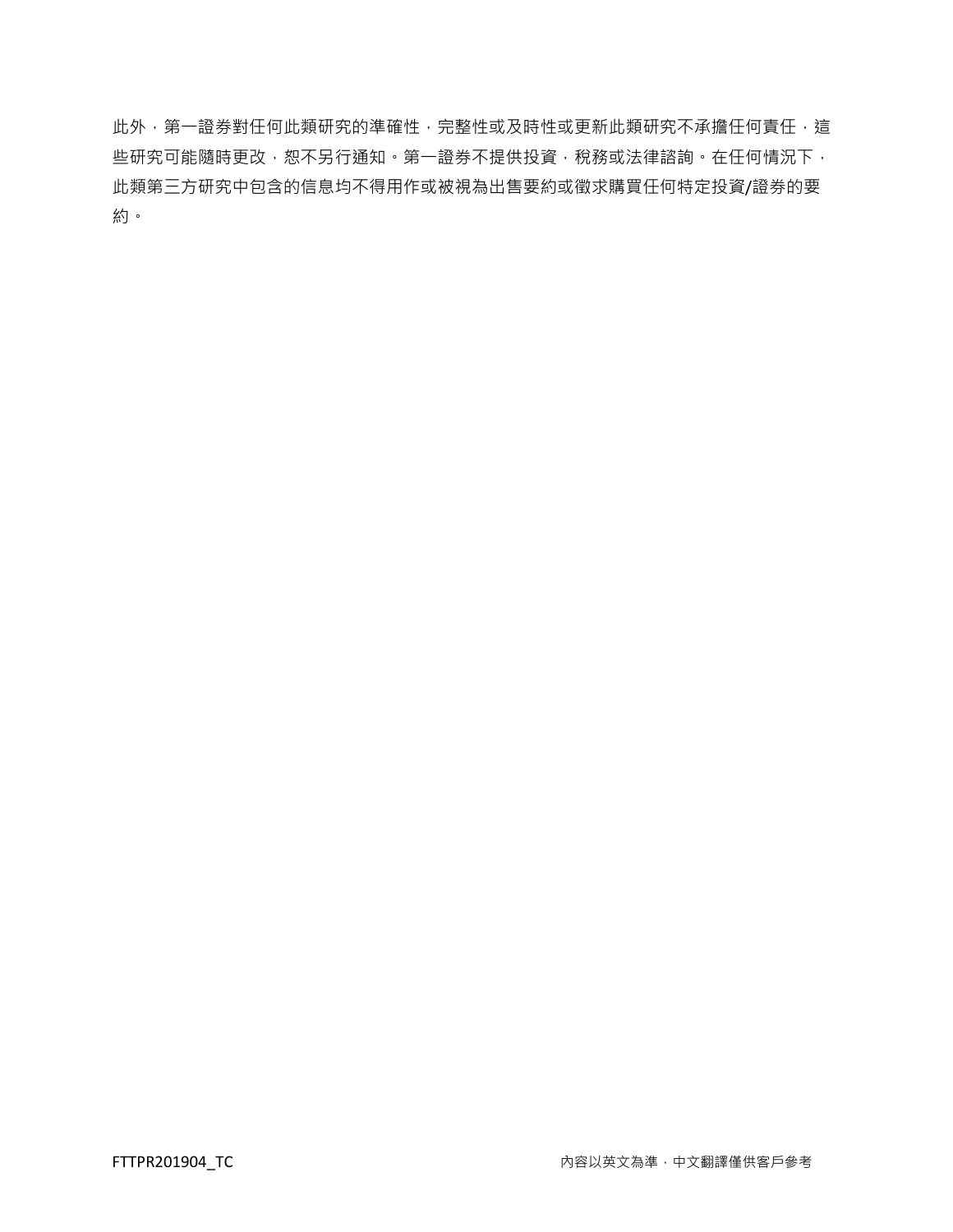此外，第一證券對任何此類研究的準確性，完整性或及時性或更新此類研究不承擔任何責任，這些研究可能隨時更改，恕不另行通知。第一證券不提供投資，稅務或法律諮詢。在任何情況下，此類第三方研究中包含的信息均不得用作或被視為出售要約或徵求購買任何特定投資/證券的要約。